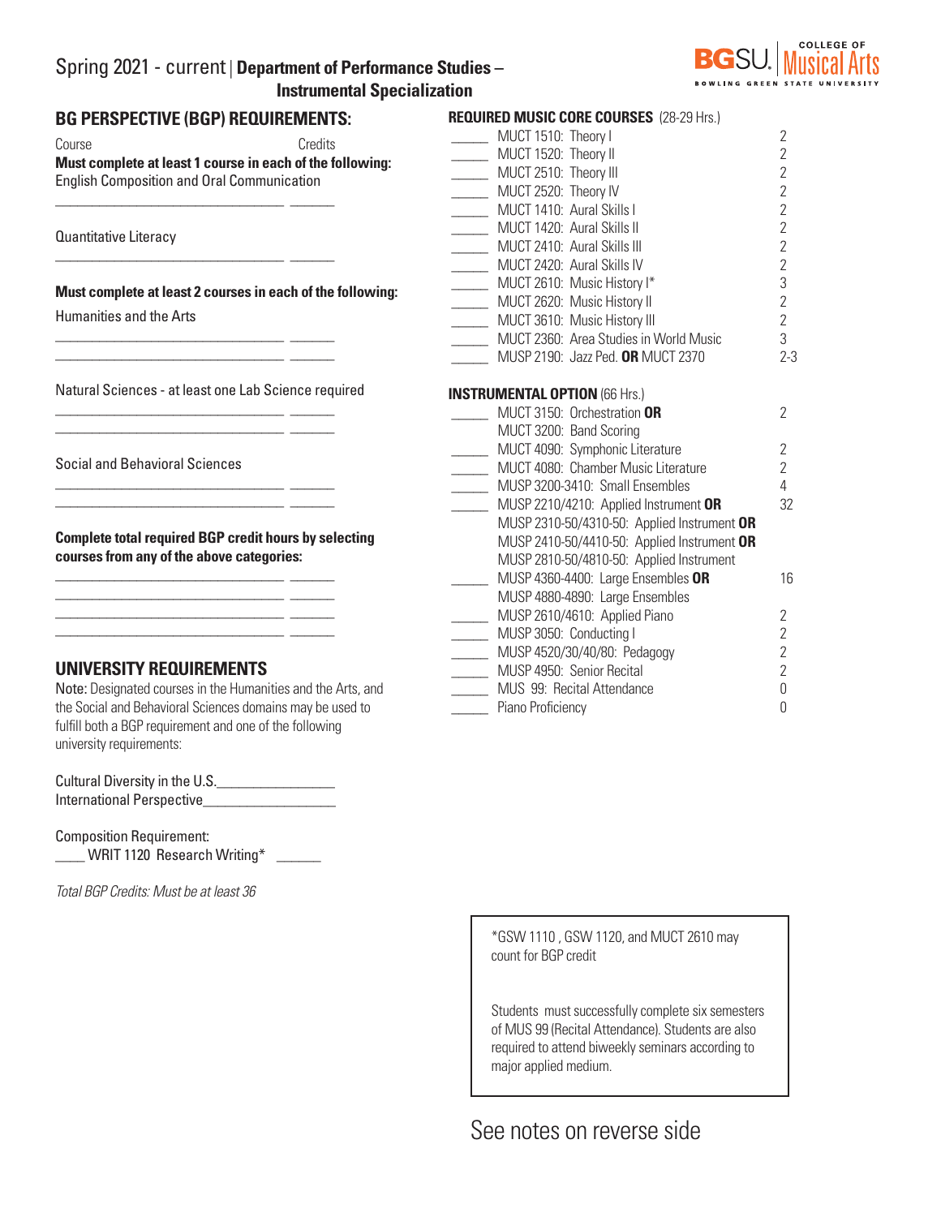Spring 2021 - current | **Department of Performance Studies – Instrumental Specialization**

COLLEGE OF Musical Arts — BGSU — BOWLING GREEN STATE UNIVERSITY

## BG PERSPECTIVE (BGP) REQUIREMENTS:

Course Credits

**Must complete at least 1 course in each of the following:**

English Composition and Oral Communication

______________________________ ______

Quantitative Literacy

______________________________ ______

**Must complete at least 2 courses in each of the following:**

Humanities and the Arts

______________________________ ______
______________________________ ______

Natural Sciences - at least one Lab Science required

______________________________ ______
______________________________ ______

Social and Behavioral Sciences

______________________________ ______
______________________________ ______

**Complete total required BGP credit hours by selecting courses from any of the above categories:**

______________________________ ______
______________________________ ______
______________________________ ______
______________________________ ______

## UNIVERSITY REQUIREMENTS

Note: Designated courses in the Humanities and the Arts, and the Social and Behavioral Sciences domains may be used to fulfill both a BGP requirement and one of the following university requirements:

Cultural Diversity in the U.S.________________
International Perspective__________________

Composition Requirement:
____ WRIT 1120 Research Writing* ______

*Total BGP Credits: Must be at least 36*

## REQUIRED MUSIC CORE COURSES (28-29 Hrs.)

| | Course | Credits |
|---|---|---|
| _____ | MUCT 1510: Theory I | 2 |
| _____ | MUCT 1520: Theory II | 2 |
| _____ | MUCT 2510: Theory III | 2 |
| _____ | MUCT 2520: Theory IV | 2 |
| _____ | MUCT 1410: Aural Skills I | 2 |
| _____ | MUCT 1420: Aural Skills II | 2 |
| _____ | MUCT 2410: Aural Skills III | 2 |
| _____ | MUCT 2420: Aural Skills IV | 2 |
| _____ | MUCT 2610: Music History I* | 3 |
| _____ | MUCT 2620: Music History II | 2 |
| _____ | MUCT 3610: Music History III | 2 |
| _____ | MUCT 2360: Area Studies in World Music | 3 |
| _____ | MUSP 2190: Jazz Ped. **OR** MUCT 2370 | 2-3 |

## INSTRUMENTAL OPTION (66 Hrs.)

| | Course | Credits |
|---|---|---|
| _____ | MUCT 3150: Orchestration **OR** MUCT 3200: Band Scoring | 2 |
| _____ | MUCT 4090: Symphonic Literature | 2 |
| _____ | MUCT 4080: Chamber Music Literature | 2 |
| _____ | MUSP 3200-3410: Small Ensembles | 4 |
| _____ | MUSP 2210/4210: Applied Instrument **OR** MUSP 2310-50/4310-50: Applied Instrument **OR** MUSP 2410-50/4410-50: Applied Instrument **OR** MUSP 2810-50/4810-50: Applied Instrument | 32 |
| _____ | MUSP 4360-4400: Large Ensembles **OR** MUSP 4880-4890: Large Ensembles | 16 |
| _____ | MUSP 2610/4610: Applied Piano | 2 |
| _____ | MUSP 3050: Conducting I | 2 |
| _____ | MUSP 4520/30/40/80: Pedagogy | 2 |
| _____ | MUSP 4950: Senior Recital | 2 |
| _____ | MUS 99: Recital Attendance | 0 |
| _____ | Piano Proficiency | 0 |

*GSW 1110 , GSW 1120, and MUCT 2610 may count for BGP credit

Students must successfully complete six semesters of MUS 99 (Recital Attendance). Students are also required to attend biweekly seminars according to major applied medium.

See notes on reverse side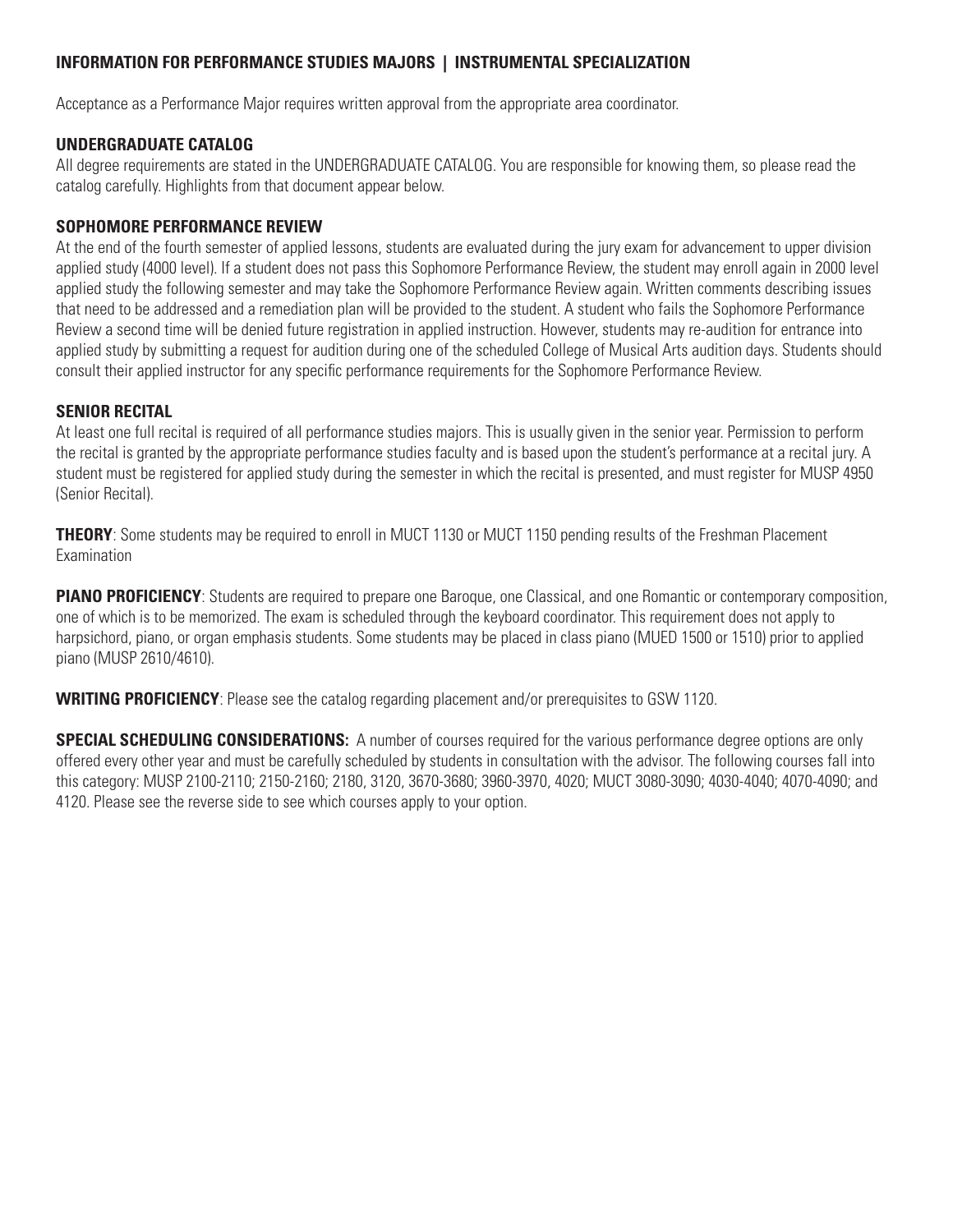## INFORMATION FOR PERFORMANCE STUDIES MAJORS | INSTRUMENTAL SPECIALIZATION

Acceptance as a Performance Major requires written approval from the appropriate area coordinator.

### UNDERGRADUATE CATALOG

All degree requirements are stated in the UNDERGRADUATE CATALOG. You are responsible for knowing them, so please read the catalog carefully. Highlights from that document appear below.

### SOPHOMORE PERFORMANCE REVIEW

At the end of the fourth semester of applied lessons, students are evaluated during the jury exam for advancement to upper division applied study (4000 level). If a student does not pass this Sophomore Performance Review, the student may enroll again in 2000 level applied study the following semester and may take the Sophomore Performance Review again. Written comments describing issues that need to be addressed and a remediation plan will be provided to the student. A student who fails the Sophomore Performance Review a second time will be denied future registration in applied instruction. However, students may re-audition for entrance into applied study by submitting a request for audition during one of the scheduled College of Musical Arts audition days. Students should consult their applied instructor for any specific performance requirements for the Sophomore Performance Review.

### SENIOR RECITAL

At least one full recital is required of all performance studies majors. This is usually given in the senior year. Permission to perform the recital is granted by the appropriate performance studies faculty and is based upon the student's performance at a recital jury. A student must be registered for applied study during the semester in which the recital is presented, and must register for MUSP 4950 (Senior Recital).

**THEORY**: Some students may be required to enroll in MUCT 1130 or MUCT 1150 pending results of the Freshman Placement Examination

**PIANO PROFICIENCY**: Students are required to prepare one Baroque, one Classical, and one Romantic or contemporary composition, one of which is to be memorized. The exam is scheduled through the keyboard coordinator. This requirement does not apply to harpsichord, piano, or organ emphasis students. Some students may be placed in class piano (MUED 1500 or 1510) prior to applied piano (MUSP 2610/4610).

**WRITING PROFICIENCY**: Please see the catalog regarding placement and/or prerequisites to GSW 1120.

**SPECIAL SCHEDULING CONSIDERATIONS:** A number of courses required for the various performance degree options are only offered every other year and must be carefully scheduled by students in consultation with the advisor. The following courses fall into this category: MUSP 2100-2110; 2150-2160; 2180, 3120, 3670-3680; 3960-3970, 4020; MUCT 3080-3090; 4030-4040; 4070-4090; and 4120. Please see the reverse side to see which courses apply to your option.